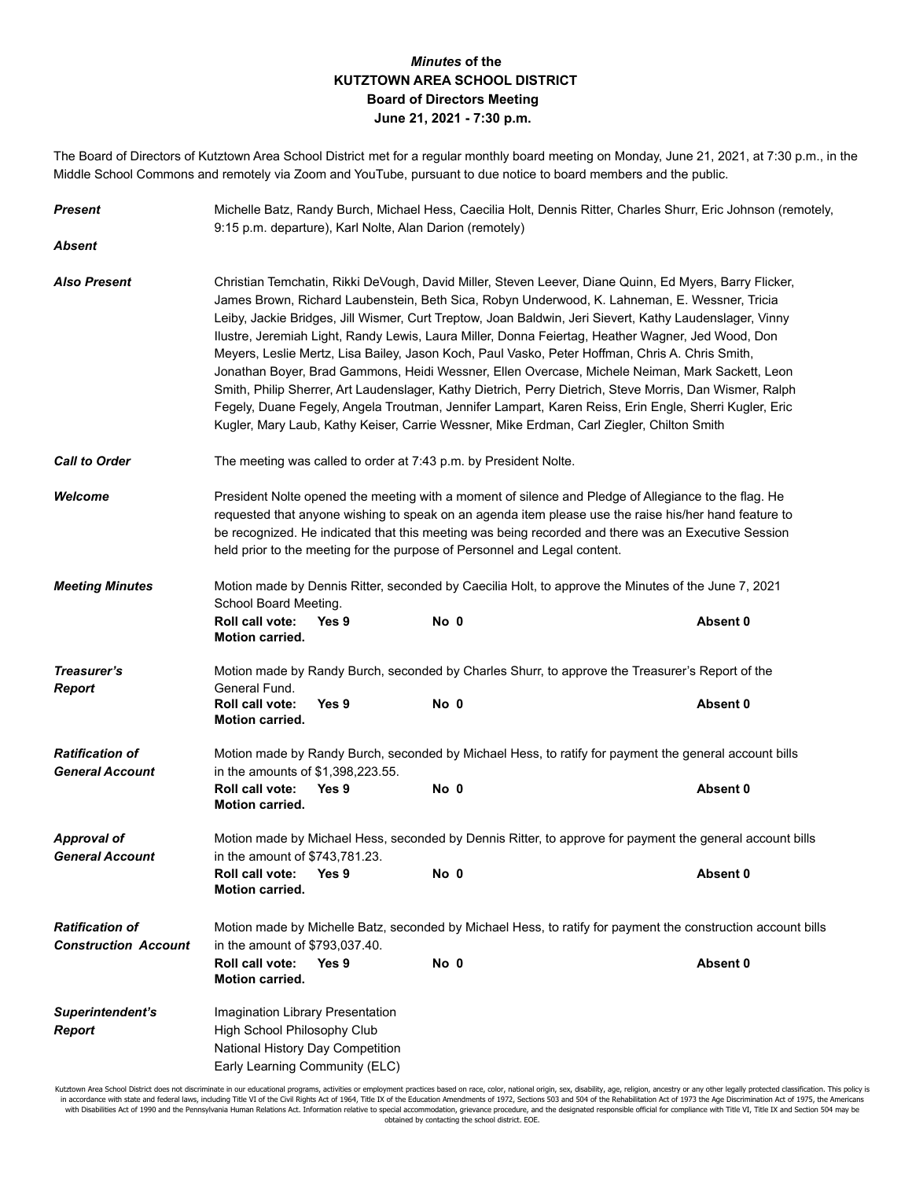# *Minutes* of the
# KUTZTOWN AREA SCHOOL DISTRICT
## Board of Directors Meeting
## June 21, 2021 - 7:30 p.m.

The Board of Directors of Kutztown Area School District met for a regular monthly board meeting on Monday, June 21, 2021, at 7:30 p.m., in the Middle School Commons and remotely via Zoom and YouTube, pursuant to due notice to board members and the public.

***Present*** Michelle Batz, Randy Burch, Michael Hess, Caecilia Holt, Dennis Ritter, Charles Shurr, Eric Johnson (remotely, 9:15 p.m. departure), Karl Nolte, Alan Darion (remotely)

***Absent***

***Also Present*** Christian Temchatin, Rikki DeVough, David Miller, Steven Leever, Diane Quinn, Ed Myers, Barry Flicker, James Brown, Richard Laubenstein, Beth Sica, Robyn Underwood, K. Lahneman, E. Wessner, Tricia Leiby, Jackie Bridges, Jill Wismer, Curt Treptow, Joan Baldwin, Jeri Sievert, Kathy Laudenslager, Vinny Ilustre, Jeremiah Light, Randy Lewis, Laura Miller, Donna Feiertag, Heather Wagner, Jed Wood, Don Meyers, Leslie Mertz, Lisa Bailey, Jason Koch, Paul Vasko, Peter Hoffman, Chris A. Chris Smith, Jonathan Boyer, Brad Gammons, Heidi Wessner, Ellen Overcase, Michele Neiman, Mark Sackett, Leon Smith, Philip Sherrer, Art Laudenslager, Kathy Dietrich, Perry Dietrich, Steve Morris, Dan Wismer, Ralph Fegely, Duane Fegely, Angela Troutman, Jennifer Lampart, Karen Reiss, Erin Engle, Sherri Kugler, Eric Kugler, Mary Laub, Kathy Keiser, Carrie Wessner, Mike Erdman, Carl Ziegler, Chilton Smith

***Call to Order*** The meeting was called to order at 7:43 p.m. by President Nolte.

***Welcome*** President Nolte opened the meeting with a moment of silence and Pledge of Allegiance to the flag. He requested that anyone wishing to speak on an agenda item please use the raise his/her hand feature to be recognized. He indicated that this meeting was being recorded and there was an Executive Session held prior to the meeting for the purpose of Personnel and Legal content.

***Meeting Minutes*** Motion made by Dennis Ritter, seconded by Caecilia Holt, to approve the Minutes of the June 7, 2021 School Board Meeting.
**Roll call vote: Yes 9 No 0 Absent 0**
**Motion carried.**

***Treasurer's Report*** Motion made by Randy Burch, seconded by Charles Shurr, to approve the Treasurer's Report of the General Fund.
**Roll call vote: Yes 9 No 0 Absent 0**
**Motion carried.**

***Ratification of General Account*** Motion made by Randy Burch, seconded by Michael Hess, to ratify for payment the general account bills in the amounts of $1,398,223.55.
**Roll call vote: Yes 9 No 0 Absent 0**
**Motion carried.**

***Approval of General Account*** Motion made by Michael Hess, seconded by Dennis Ritter, to approve for payment the general account bills in the amount of $743,781.23.
**Roll call vote: Yes 9 No 0 Absent 0**
**Motion carried.**

***Ratification of Construction Account*** Motion made by Michelle Batz, seconded by Michael Hess, to ratify for payment the construction account bills in the amount of $793,037.40.
**Roll call vote: Yes 9 No 0 Absent 0**
**Motion carried.**

***Superintendent's Report***
Imagination Library Presentation
High School Philosophy Club
National History Day Competition
Early Learning Community (ELC)

Kutztown Area School District does not discriminate in our educational programs, activities or employment practices based on race, color, national origin, sex, disability, age, religion, ancestry or any other legally protected classification. This policy is in accordance with state and federal laws, including Title VI of the Civil Rights Act of 1964, Title IX of the Education Amendments of 1972, Sections 503 and 504 of the Rehabilitation Act of 1973 the Age Discrimination Act of 1975, the Americans with Disabilities Act of 1990 and the Pennsylvania Human Relations Act. Information relative to special accommodation, grievance procedure, and the designated responsible official for compliance with Title VI, Title IX and Section 504 may be obtained by contacting the school district. EOE.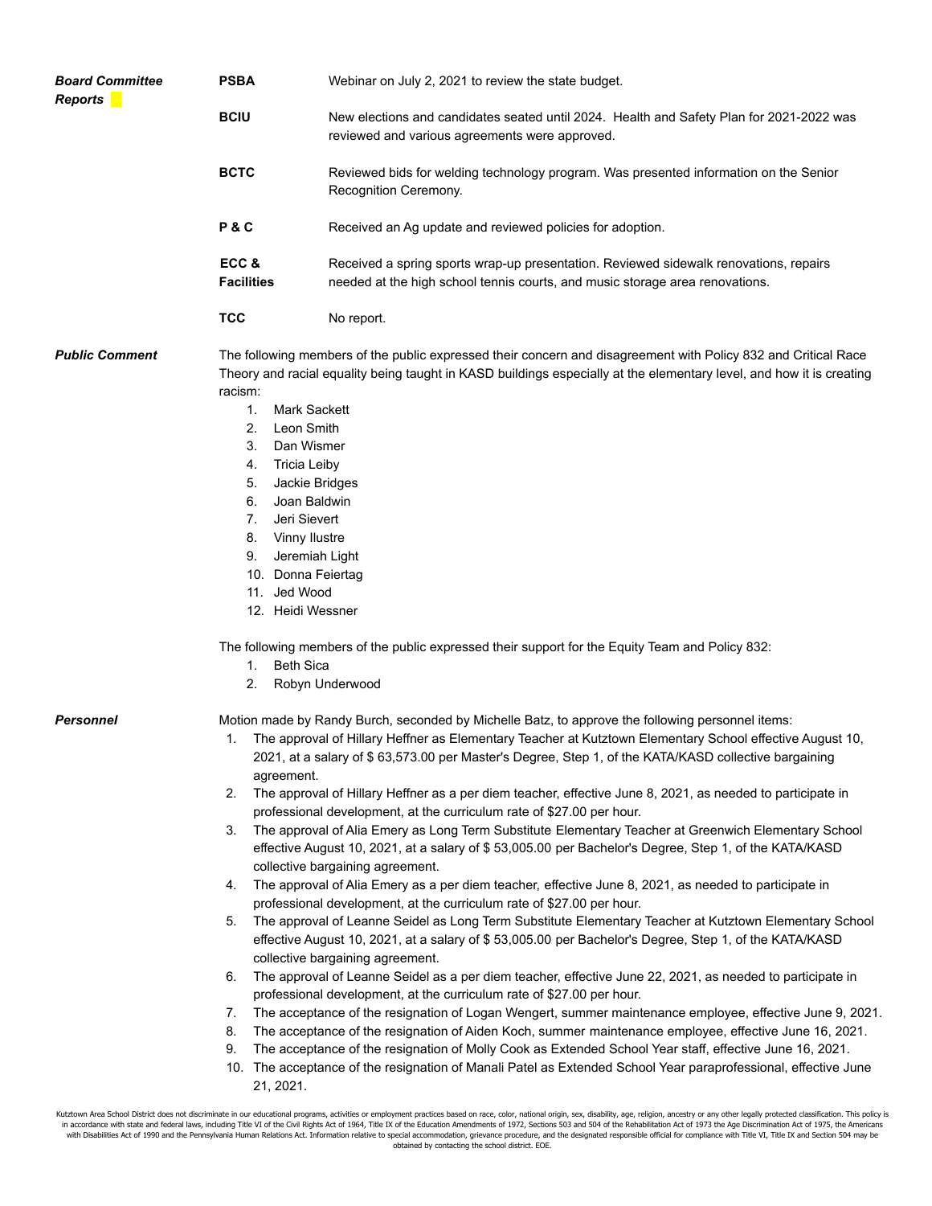***Board Committee Reports***

**PSBA** Webinar on July 2, 2021 to review the state budget.

**BCIU** New elections and candidates seated until 2024. Health and Safety Plan for 2021-2022 was reviewed and various agreements were approved.

**BCTC** Reviewed bids for welding technology program. Was presented information on the Senior Recognition Ceremony.

**P & C** Received an Ag update and reviewed policies for adoption.

**ECC & Facilities** Received a spring sports wrap-up presentation. Reviewed sidewalk renovations, repairs needed at the high school tennis courts, and music storage area renovations.

**TCC** No report.

***Public Comment***

The following members of the public expressed their concern and disagreement with Policy 832 and Critical Race Theory and racial equality being taught in KASD buildings especially at the elementary level, and how it is creating racism:

1. Mark Sackett
2. Leon Smith
3. Dan Wismer
4. Tricia Leiby
5. Jackie Bridges
6. Joan Baldwin
7. Jeri Sievert
8. Vinny Ilustre
9. Jeremiah Light
10. Donna Feiertag
11. Jed Wood
12. Heidi Wessner

The following members of the public expressed their support for the Equity Team and Policy 832:

1. Beth Sica
2. Robyn Underwood

***Personnel***

Motion made by Randy Burch, seconded by Michelle Batz, to approve the following personnel items:

1. The approval of Hillary Heffner as Elementary Teacher at Kutztown Elementary School effective August 10, 2021, at a salary of $ 63,573.00 per Master's Degree, Step 1, of the KATA/KASD collective bargaining agreement.
2. The approval of Hillary Heffner as a per diem teacher, effective June 8, 2021, as needed to participate in professional development, at the curriculum rate of $27.00 per hour.
3. The approval of Alia Emery as Long Term Substitute Elementary Teacher at Greenwich Elementary School effective August 10, 2021, at a salary of $ 53,005.00 per Bachelor's Degree, Step 1, of the KATA/KASD collective bargaining agreement.
4. The approval of Alia Emery as a per diem teacher, effective June 8, 2021, as needed to participate in professional development, at the curriculum rate of $27.00 per hour.
5. The approval of Leanne Seidel as Long Term Substitute Elementary Teacher at Kutztown Elementary School effective August 10, 2021, at a salary of $ 53,005.00 per Bachelor's Degree, Step 1, of the KATA/KASD collective bargaining agreement.
6. The approval of Leanne Seidel as a per diem teacher, effective June 22, 2021, as needed to participate in professional development, at the curriculum rate of $27.00 per hour.
7. The acceptance of the resignation of Logan Wengert, summer maintenance employee, effective June 9, 2021.
8. The acceptance of the resignation of Aiden Koch, summer maintenance employee, effective June 16, 2021.
9. The acceptance of the resignation of Molly Cook as Extended School Year staff, effective June 16, 2021.
10. The acceptance of the resignation of Manali Patel as Extended School Year paraprofessional, effective June 21, 2021.

Kutztown Area School District does not discriminate in our educational programs, activities or employment practices based on race, color, national origin, sex, disability, age, religion, ancestry or any other legally protected classification. This policy is in accordance with state and federal laws, including Title VI of the Civil Rights Act of 1964, Title IX of the Education Amendments of 1972, Sections 503 and 504 of the Rehabilitation Act of 1973 the Age Discrimination Act of 1975, the Americans with Disabilities Act of 1990 and the Pennsylvania Human Relations Act. Information relative to special accommodation, grievance procedure, and the designated responsible official for compliance with Title VI, Title IX and Section 504 may be obtained by contacting the school district. EOE.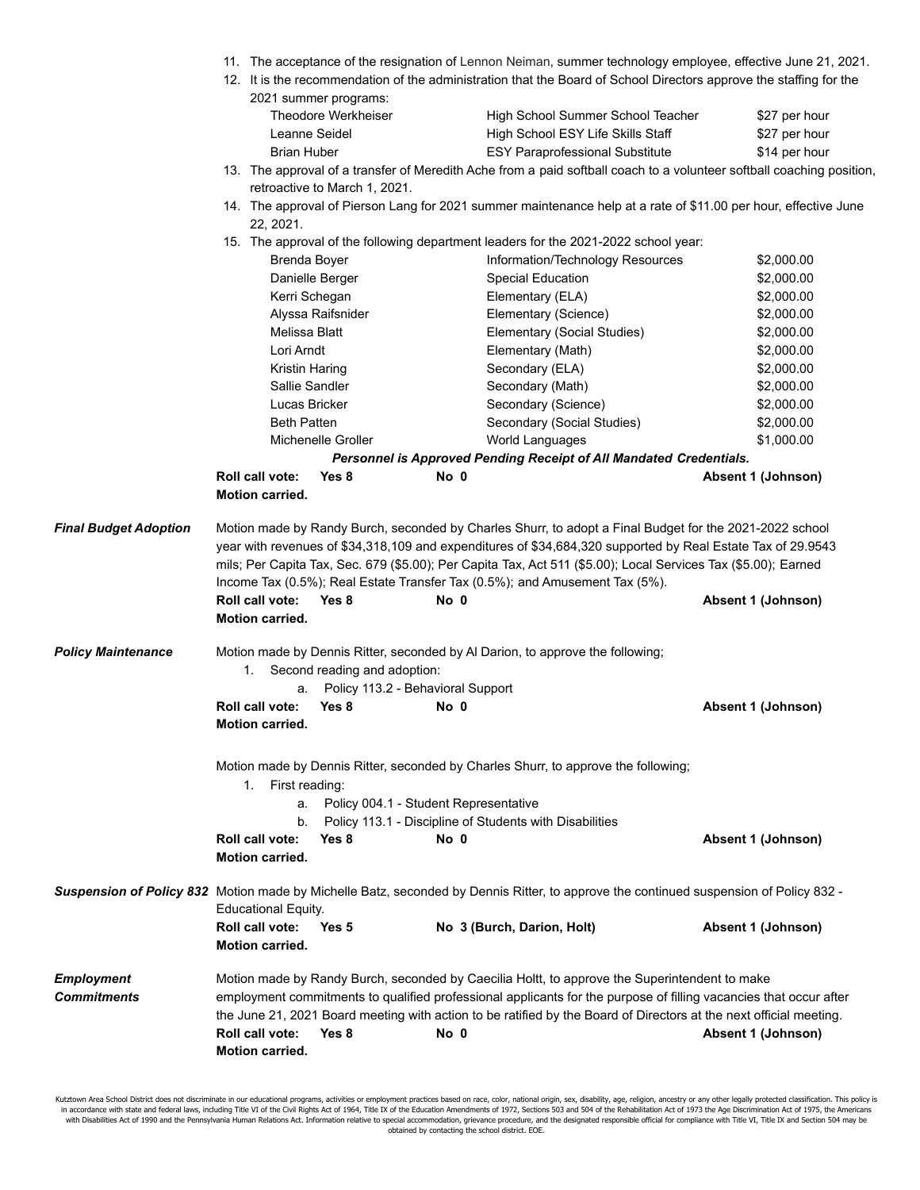11. The acceptance of the resignation of Lennon Neiman, summer technology employee, effective June 21, 2021.
12. It is the recommendation of the administration that the Board of School Directors approve the staffing for the 2021 summer programs:

| | | |
|---|---|---|
| Theodore Werkheiser | High School Summer School Teacher | $27 per hour |
| Leanne Seidel | High School ESY Life Skills Staff | $27 per hour |
| Brian Huber | ESY Paraprofessional Substitute | $14 per hour |

13. The approval of a transfer of Meredith Ache from a paid softball coach to a volunteer softball coaching position, retroactive to March 1, 2021.
14. The approval of Pierson Lang for 2021 summer maintenance help at a rate of $11.00 per hour, effective June 22, 2021.
15. The approval of the following department leaders for the 2021-2022 school year:

| | | |
|---|---|---|
| Brenda Boyer | Information/Technology Resources | $2,000.00 |
| Danielle Berger | Special Education | $2,000.00 |
| Kerri Schegan | Elementary (ELA) | $2,000.00 |
| Alyssa Raifsnider | Elementary (Science) | $2,000.00 |
| Melissa Blatt | Elementary (Social Studies) | $2,000.00 |
| Lori Arndt | Elementary (Math) | $2,000.00 |
| Kristin Haring | Secondary (ELA) | $2,000.00 |
| Sallie Sandler | Secondary (Math) | $2,000.00 |
| Lucas Bricker | Secondary (Science) | $2,000.00 |
| Beth Patten | Secondary (Social Studies) | $2,000.00 |
| Michenelle Groller | World Languages | $1,000.00 |

***Personnel is Approved Pending Receipt of All Mandated Credentials.***

**Roll call vote: Yes 8 No 0 Absent 1 (Johnson)**
**Motion carried.**

***Final Budget Adoption***

Motion made by Randy Burch, seconded by Charles Shurr, to adopt a Final Budget for the 2021-2022 school year with revenues of $34,318,109 and expenditures of $34,684,320 supported by Real Estate Tax of 29.9543 mils; Per Capita Tax, Sec. 679 ($5.00); Per Capita Tax, Act 511 ($5.00); Local Services Tax ($5.00); Earned Income Tax (0.5%); Real Estate Transfer Tax (0.5%); and Amusement Tax (5%).

**Roll call vote: Yes 8 No 0 Absent 1 (Johnson)**
**Motion carried.**

***Policy Maintenance***

Motion made by Dennis Ritter, seconded by Al Darion, to approve the following;

1. Second reading and adoption:
   a. Policy 113.2 - Behavioral Support

**Roll call vote: Yes 8 No 0 Absent 1 (Johnson)**
**Motion carried.**

Motion made by Dennis Ritter, seconded by Charles Shurr, to approve the following;

1. First reading:
   a. Policy 004.1 - Student Representative
   b. Policy 113.1 - Discipline of Students with Disabilities

**Roll call vote: Yes 8 No 0 Absent 1 (Johnson)**
**Motion carried.**

***Suspension of Policy 832***

Motion made by Michelle Batz, seconded by Dennis Ritter, to approve the continued suspension of Policy 832 - Educational Equity.

**Roll call vote: Yes 5 No 3 (Burch, Darion, Holt) Absent 1 (Johnson)**
**Motion carried.**

***Employment Commitments***

Motion made by Randy Burch, seconded by Caecilia Holtt, to approve the Superintendent to make employment commitments to qualified professional applicants for the purpose of filling vacancies that occur after the June 21, 2021 Board meeting with action to be ratified by the Board of Directors at the next official meeting.

**Roll call vote: Yes 8 No 0 Absent 1 (Johnson)**
**Motion carried.**

Kutztown Area School District does not discriminate in our educational programs, activities or employment practices based on race, color, national origin, sex, disability, age, religion, ancestry or any other legally protected classification. This policy is in accordance with state and federal laws, including Title VI of the Civil Rights Act of 1964, Title IX of the Education Amendments of 1972, Sections 503 and 504 of the Rehabilitation Act of 1973 the Age Discrimination Act of 1975, the Americans with Disabilities Act of 1990 and the Pennsylvania Human Relations Act. Information relative to special accommodation, grievance procedure, and the designated responsible official for compliance with Title VI, Title IX and Section 504 may be obtained by contacting the school district. EOE.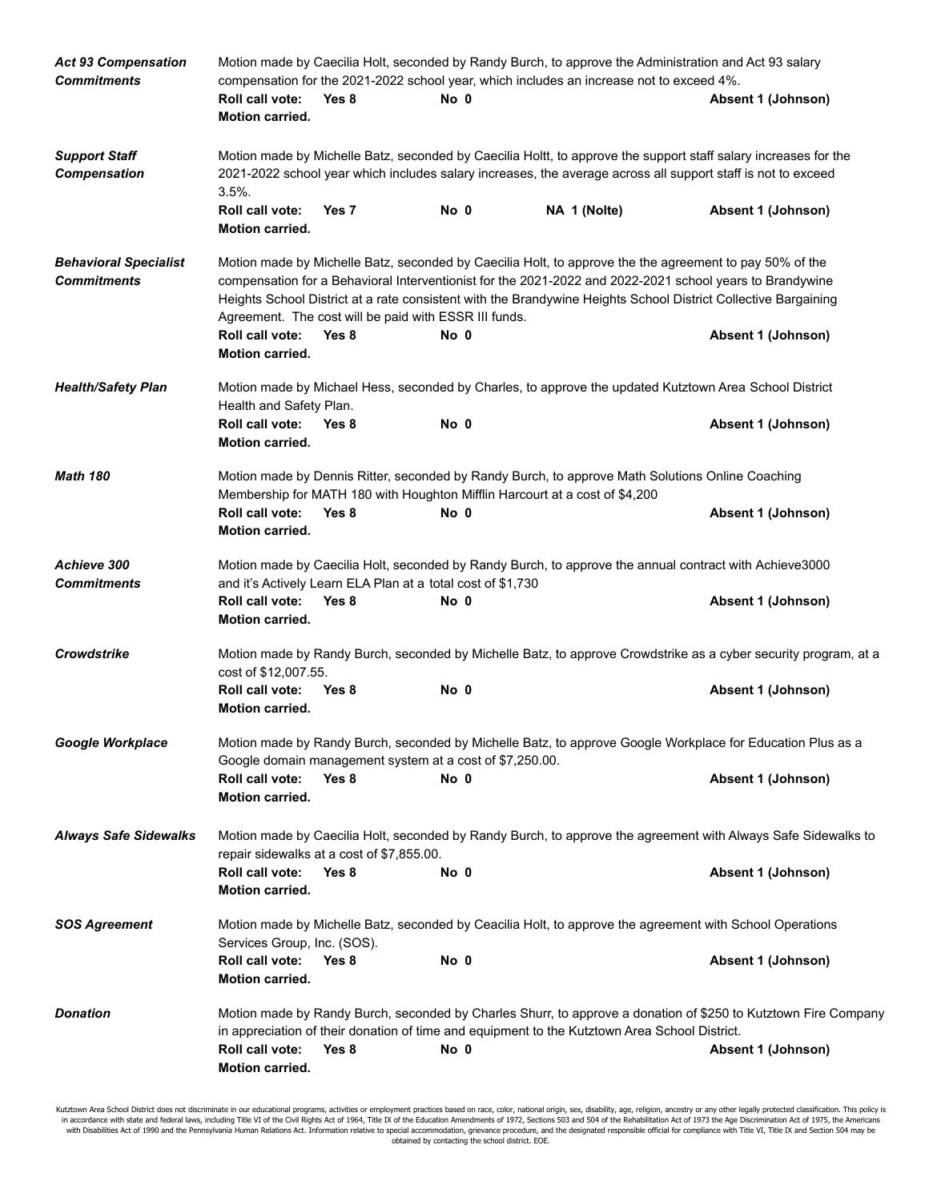**_Act 93 Compensation Commitments_**

Motion made by Caecilia Holt, seconded by Randy Burch, to approve the Administration and Act 93 salary compensation for the 2021-2022 school year, which includes an increase not to exceed 4%.

**Roll call vote: Yes 8 No 0 Absent 1 (Johnson)**
**Motion carried.**

**_Support Staff Compensation_**

Motion made by Michelle Batz, seconded by Caecilia Holtt, to approve the support staff salary increases for the 2021-2022 school year which includes salary increases, the average across all support staff is not to exceed 3.5%.

**Roll call vote: Yes 7 No 0 NA 1 (Nolte) Absent 1 (Johnson)**
**Motion carried.**

**_Behavioral Specialist Commitments_**

Motion made by Michelle Batz, seconded by Caecilia Holt, to approve the the agreement to pay 50% of the compensation for a Behavioral Interventionist for the 2021-2022 and 2022-2021 school years to Brandywine Heights School District at a rate consistent with the Brandywine Heights School District Collective Bargaining Agreement. The cost will be paid with ESSR III funds.

**Roll call vote: Yes 8 No 0 Absent 1 (Johnson)**
**Motion carried.**

**_Health/Safety Plan_**

Motion made by Michael Hess, seconded by Charles, to approve the updated Kutztown Area School District Health and Safety Plan.

**Roll call vote: Yes 8 No 0 Absent 1 (Johnson)**
**Motion carried.**

**_Math 180_**

Motion made by Dennis Ritter, seconded by Randy Burch, to approve Math Solutions Online Coaching Membership for MATH 180 with Houghton Mifflin Harcourt at a cost of $4,200

**Roll call vote: Yes 8 No 0 Absent 1 (Johnson)**
**Motion carried.**

**_Achieve 300 Commitments_**

Motion made by Caecilia Holt, seconded by Randy Burch, to approve the annual contract with Achieve3000 and it's Actively Learn ELA Plan at a total cost of $1,730

**Roll call vote: Yes 8 No 0 Absent 1 (Johnson)**
**Motion carried.**

**_Crowdstrike_**

Motion made by Randy Burch, seconded by Michelle Batz, to approve Crowdstrike as a cyber security program, at a cost of $12,007.55.

**Roll call vote: Yes 8 No 0 Absent 1 (Johnson)**
**Motion carried.**

**_Google Workplace_**

Motion made by Randy Burch, seconded by Michelle Batz, to approve Google Workplace for Education Plus as a Google domain management system at a cost of $7,250.00.

**Roll call vote: Yes 8 No 0 Absent 1 (Johnson)**
**Motion carried.**

**_Always Safe Sidewalks_**

Motion made by Caecilia Holt, seconded by Randy Burch, to approve the agreement with Always Safe Sidewalks to repair sidewalks at a cost of $7,855.00.

**Roll call vote: Yes 8 No 0 Absent 1 (Johnson)**
**Motion carried.**

**_SOS Agreement_**

Motion made by Michelle Batz, seconded by Ceacilia Holt, to approve the agreement with School Operations Services Group, Inc. (SOS).

**Roll call vote: Yes 8 No 0 Absent 1 (Johnson)**
**Motion carried.**

**_Donation_**

Motion made by Randy Burch, seconded by Charles Shurr, to approve a donation of $250 to Kutztown Fire Company in appreciation of their donation of time and equipment to the Kutztown Area School District.

**Roll call vote: Yes 8 No 0 Absent 1 (Johnson)**
**Motion carried.**

Kutztown Area School District does not discriminate in our educational programs, activities or employment practices based on race, color, national origin, sex, disability, age, religion, ancestry or any other legally protected classification. This policy is in accordance with state and federal laws, including Title VI of the Civil Rights Act of 1964, Title IX of the Education Amendments of 1972, Sections 503 and 504 of the Rehabilitation Act of 1973 the Age Discrimination Act of 1975, the Americans with Disabilities Act of 1990 and the Pennsylvania Human Relations Act. Information relative to special accommodation, grievance procedure, and the designated responsible official for compliance with Title VI, Title IX and Section 504 may be obtained by contacting the school district. EOE.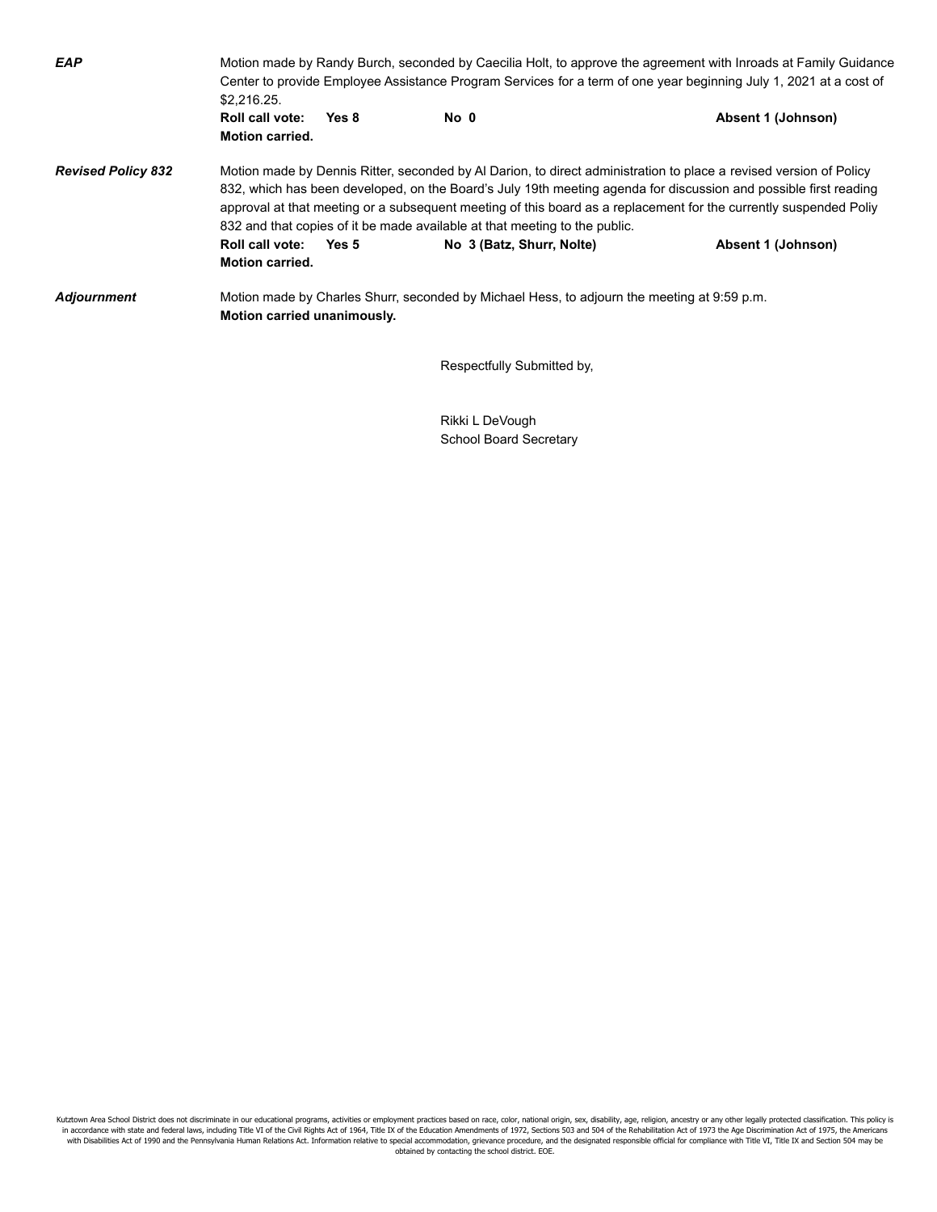***EAP***

Motion made by Randy Burch, seconded by Caecilia Holt, to approve the agreement with Inroads at Family Guidance Center to provide Employee Assistance Program Services for a term of one year beginning July 1, 2021 at a cost of $2,216.25.

**Roll call vote: Yes 8 No 0 Absent 1 (Johnson)**
**Motion carried.**

***Revised Policy 832***

Motion made by Dennis Ritter, seconded by Al Darion, to direct administration to place a revised version of Policy 832, which has been developed, on the Board's July 19th meeting agenda for discussion and possible first reading approval at that meeting or a subsequent meeting of this board as a replacement for the currently suspended Poliy 832 and that copies of it be made available at that meeting to the public.

**Roll call vote: Yes 5 No 3 (Batz, Shurr, Nolte) Absent 1 (Johnson)**
**Motion carried.**

***Adjournment***

Motion made by Charles Shurr, seconded by Michael Hess, to adjourn the meeting at 9:59 p.m.
**Motion carried unanimously.**

Respectfully Submitted by,

Rikki L DeVough
School Board Secretary

Kutztown Area School District does not discriminate in our educational programs, activities or employment practices based on race, color, national origin, sex, disability, age, religion, ancestry or any other legally protected classification. This policy is in accordance with state and federal laws, including Title VI of the Civil Rights Act of 1964, Title IX of the Education Amendments of 1972, Sections 503 and 504 of the Rehabilitation Act of 1973 the Age Discrimination Act of 1975, the Americans with Disabilities Act of 1990 and the Pennsylvania Human Relations Act. Information relative to special accommodation, grievance procedure, and the designated responsible official for compliance with Title VI, Title IX and Section 504 may be obtained by contacting the school district. EOE.